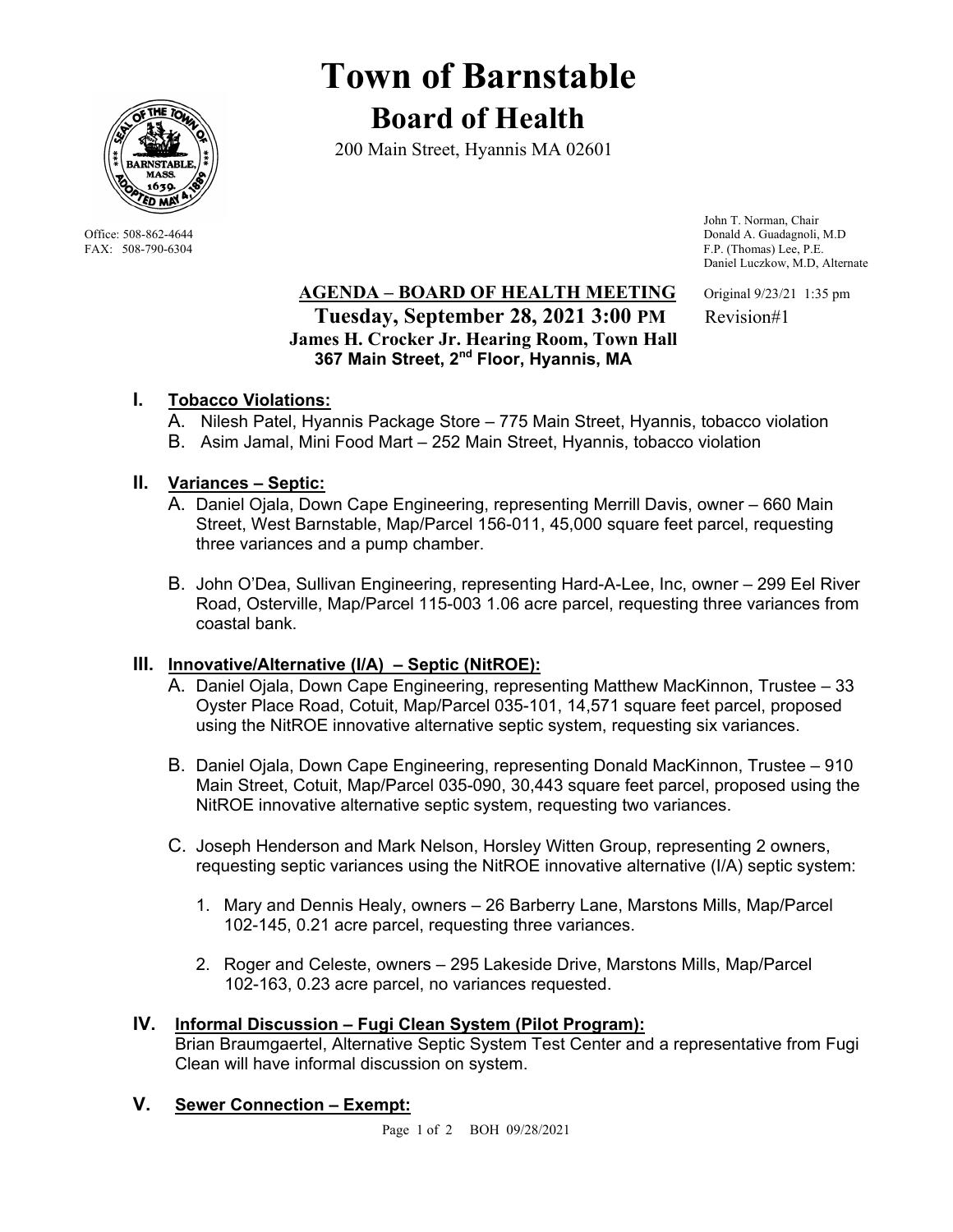# Town of Barnstable

## Board of Health

200 Main Street, Hyannis MA 02601

Office: 508-862-4644
FAX: 508-790-6304

John T. Norman, Chair
Donald A. Guadagnoli, M.D
F.P. (Thomas) Lee, P.E.
Daniel Luczkow, M.D, Alternate

**AGENDA – BOARD OF HEALTH MEETING**
**Tuesday, September 28, 2021 3:00 PM**
**James H. Crocker Jr. Hearing Room, Town Hall**
**367 Main Street, 2nd Floor, Hyannis, MA**

Original 9/23/21 1:35 pm
Revision#1

## I. Tobacco Violations:

A. Nilesh Patel, Hyannis Package Store – 775 Main Street, Hyannis, tobacco violation
B. Asim Jamal, Mini Food Mart – 252 Main Street, Hyannis, tobacco violation

## II. Variances – Septic:

A. Daniel Ojala, Down Cape Engineering, representing Merrill Davis, owner – 660 Main Street, West Barnstable, Map/Parcel 156-011, 45,000 square feet parcel, requesting three variances and a pump chamber.

B. John O'Dea, Sullivan Engineering, representing Hard-A-Lee, Inc, owner – 299 Eel River Road, Osterville, Map/Parcel 115-003 1.06 acre parcel, requesting three variances from coastal bank.

## III. Innovative/Alternative (I/A) – Septic (NitROE):

A. Daniel Ojala, Down Cape Engineering, representing Matthew MacKinnon, Trustee – 33 Oyster Place Road, Cotuit, Map/Parcel 035-101, 14,571 square feet parcel, proposed using the NitROE innovative alternative septic system, requesting six variances.

B. Daniel Ojala, Down Cape Engineering, representing Donald MacKinnon, Trustee – 910 Main Street, Cotuit, Map/Parcel 035-090, 30,443 square feet parcel, proposed using the NitROE innovative alternative septic system, requesting two variances.

C. Joseph Henderson and Mark Nelson, Horsley Witten Group, representing 2 owners, requesting septic variances using the NitROE innovative alternative (I/A) septic system:

1. Mary and Dennis Healy, owners – 26 Barberry Lane, Marstons Mills, Map/Parcel 102-145, 0.21 acre parcel, requesting three variances.

2. Roger and Celeste, owners – 295 Lakeside Drive, Marstons Mills, Map/Parcel 102-163, 0.23 acre parcel, no variances requested.

## IV. Informal Discussion – Fugi Clean System (Pilot Program):

Brian Braumgaertel, Alternative Septic System Test Center and a representative from Fugi Clean will have informal discussion on system.

## V. Sewer Connection – Exempt: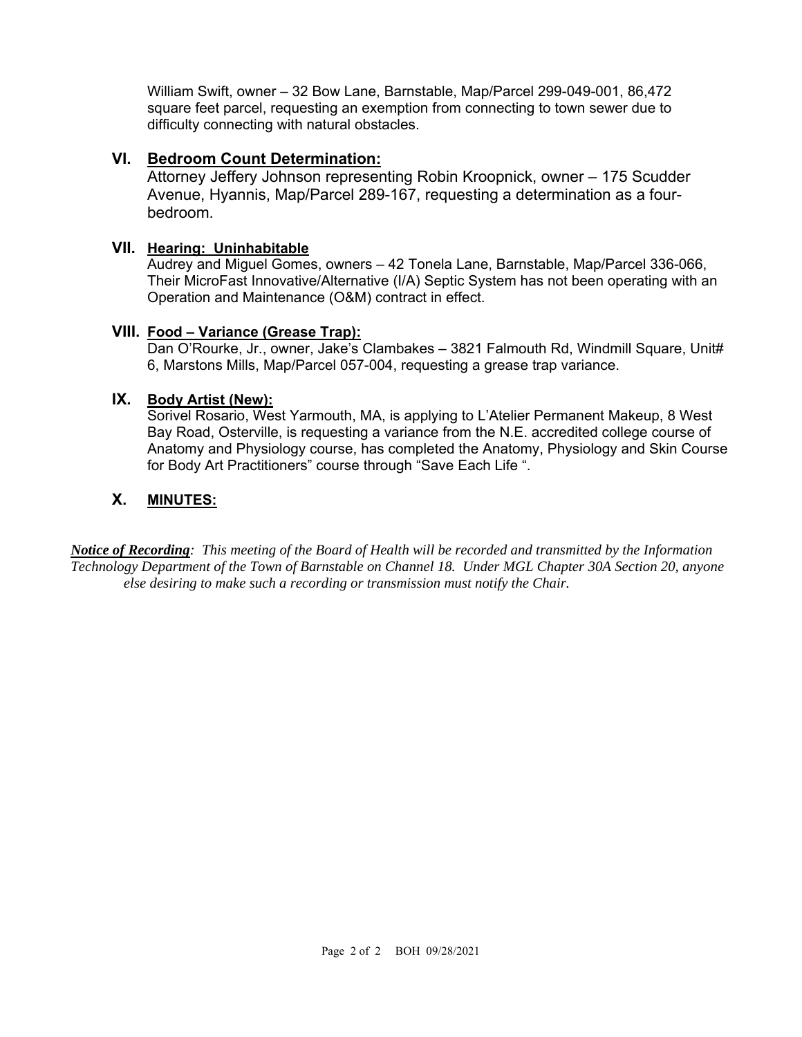William Swift, owner – 32 Bow Lane, Barnstable, Map/Parcel 299-049-001, 86,472 square feet parcel, requesting an exemption from connecting to town sewer due to difficulty connecting with natural obstacles.

## VI. Bedroom Count Determination:

Attorney Jeffery Johnson representing Robin Kroopnick, owner – 175 Scudder Avenue, Hyannis, Map/Parcel 289-167, requesting a determination as a four-bedroom.

## VII. Hearing: Uninhabitable

Audrey and Miguel Gomes, owners – 42 Tonela Lane, Barnstable, Map/Parcel 336-066, Their MicroFast Innovative/Alternative (I/A) Septic System has not been operating with an Operation and Maintenance (O&M) contract in effect.

## VIII. Food – Variance (Grease Trap):

Dan O'Rourke, Jr., owner, Jake's Clambakes – 3821 Falmouth Rd, Windmill Square, Unit# 6, Marstons Mills, Map/Parcel 057-004, requesting a grease trap variance.

## IX. Body Artist (New):

Sorivel Rosario, West Yarmouth, MA, is applying to L'Atelier Permanent Makeup, 8 West Bay Road, Osterville, is requesting a variance from the N.E. accredited college course of Anatomy and Physiology course, has completed the Anatomy, Physiology and Skin Course for Body Art Practitioners" course through "Save Each Life ".

## X. MINUTES:

***Notice of Recording****: This meeting of the Board of Health will be recorded and transmitted by the Information Technology Department of the Town of Barnstable on Channel 18. Under MGL Chapter 30A Section 20, anyone else desiring to make such a recording or transmission must notify the Chair.*